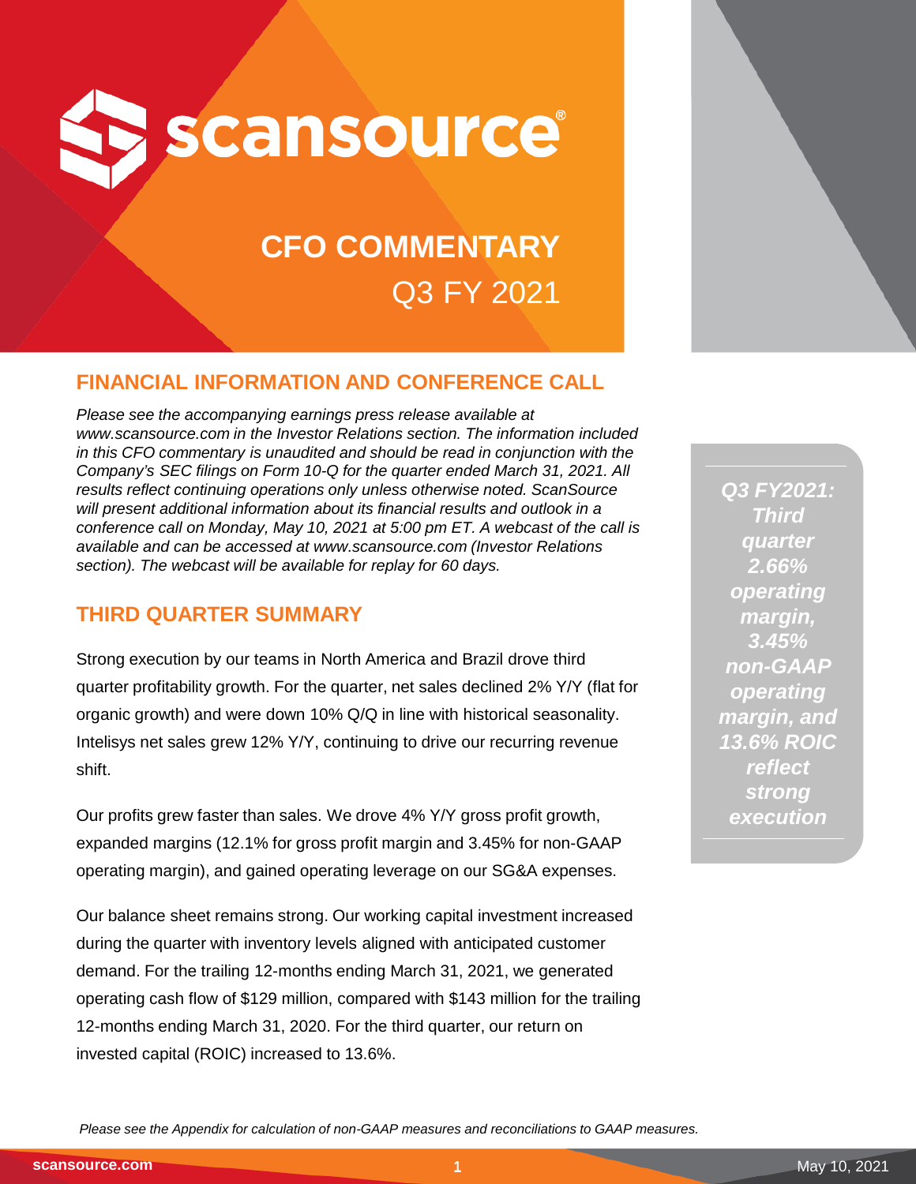# scansource

# CFO COMMENTARY

## Q3 FY 2021

## FINANCIAL INFORMATION AND CONFERENCE CALL

*Please see the accompanying earnings press release available at www.scansource.com in the Investor Relations section. The information included in this CFO commentary is unaudited and should be read in conjunction with the Company's SEC filings on Form 10-Q for the quarter ended March 31, 2021. All results reflect continuing operations only unless otherwise noted. ScanSource will present additional information about its financial results and outlook in a conference call on Monday, May 10, 2021 at 5:00 pm ET. A webcast of the call is available and can be accessed at www.scansource.com (Investor Relations section). The webcast will be available for replay for 60 days.*

## THIRD QUARTER SUMMARY

Strong execution by our teams in North America and Brazil drove third quarter profitability growth. For the quarter, net sales declined 2% Y/Y (flat for organic growth) and were down 10% Q/Q in line with historical seasonality. Intelisys net sales grew 12% Y/Y, continuing to drive our recurring revenue shift.

Our profits grew faster than sales. We drove 4% Y/Y gross profit growth, expanded margins (12.1% for gross profit margin and 3.45% for non-GAAP operating margin), and gained operating leverage on our SG&A expenses.

Our balance sheet remains strong. Our working capital investment increased during the quarter with inventory levels aligned with anticipated customer demand. For the trailing 12-months ending March 31, 2021, we generated operating cash flow of $129 million, compared with $143 million for the trailing 12-months ending March 31, 2020. For the third quarter, our return on invested capital (ROIC) increased to 13.6%.

***Q3 FY2021: Third quarter 2.66% operating margin, 3.45% non-GAAP operating margin, and 13.6% ROIC reflect strong execution***

*Please see the Appendix for calculation of non-GAAP measures and reconciliations to GAAP measures.*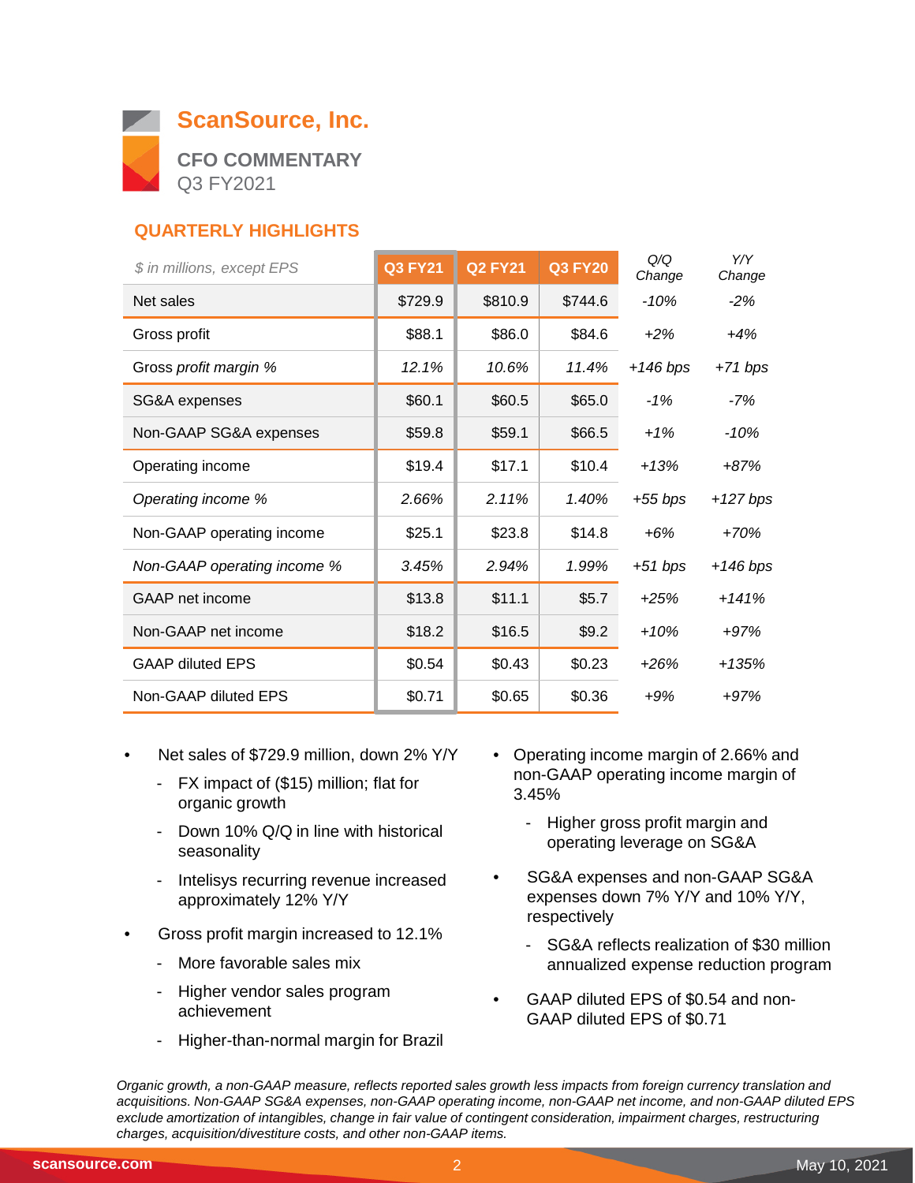# ScanSource, Inc.

## CFO COMMENTARY

Q3 FY2021

### QUARTERLY HIGHLIGHTS

| *$ in millions, except EPS* | Q3 FY21 | Q2 FY21 | Q3 FY20 | *Q/Q Change* | *Y/Y Change* |
|---|---|---|---|---|---|
| Net sales | $729.9 | $810.9 | $744.6 | *-10%* | *-2%* |
| Gross profit | $88.1 | $86.0 | $84.6 | *+2%* | *+4%* |
| Gross *profit margin %* | *12.1%* | *10.6%* | *11.4%* | *+146 bps* | *+71 bps* |
| SG&A expenses | $60.1 | $60.5 | $65.0 | *-1%* | *-7%* |
| Non-GAAP SG&A expenses | $59.8 | $59.1 | $66.5 | *+1%* | *-10%* |
| Operating income | $19.4 | $17.1 | $10.4 | *+13%* | *+87%* |
| *Operating income %* | *2.66%* | *2.11%* | *1.40%* | *+55 bps* | *+127 bps* |
| Non-GAAP operating income | $25.1 | $23.8 | $14.8 | *+6%* | *+70%* |
| *Non-GAAP operating income %* | *3.45%* | *2.94%* | *1.99%* | *+51 bps* | *+146 bps* |
| GAAP net income | $13.8 | $11.1 | $5.7 | *+25%* | *+141%* |
| Non-GAAP net income | $18.2 | $16.5 | $9.2 | *+10%* | *+97%* |
| GAAP diluted EPS | $0.54 | $0.43 | $0.23 | *+26%* | *+135%* |
| Non-GAAP diluted EPS | $0.71 | $0.65 | $0.36 | *+9%* | *+97%* |

- Net sales of $729.9 million, down 2% Y/Y
  - FX impact of ($15) million; flat for organic growth
  - Down 10% Q/Q in line with historical seasonality
  - Intelisys recurring revenue increased approximately 12% Y/Y
- Gross profit margin increased to 12.1%
  - More favorable sales mix
  - Higher vendor sales program achievement
  - Higher-than-normal margin for Brazil
- Operating income margin of 2.66% and non-GAAP operating income margin of 3.45%
  - Higher gross profit margin and operating leverage on SG&A
- SG&A expenses and non-GAAP SG&A expenses down 7% Y/Y and 10% Y/Y, respectively
  - SG&A reflects realization of $30 million annualized expense reduction program
- GAAP diluted EPS of $0.54 and non-GAAP diluted EPS of $0.71

*Organic growth, a non-GAAP measure, reflects reported sales growth less impacts from foreign currency translation and acquisitions. Non-GAAP SG&A expenses, non-GAAP operating income, non-GAAP net income, and non-GAAP diluted EPS exclude amortization of intangibles, change in fair value of contingent consideration, impairment charges, restructuring charges, acquisition/divestiture costs, and other non-GAAP items.*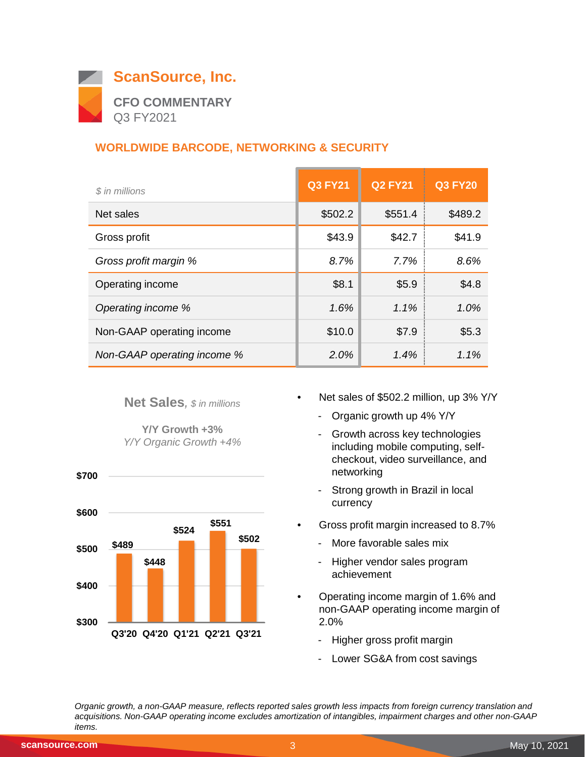# ScanSource, Inc.

**CFO COMMENTARY**
Q3 FY2021

## WORLDWIDE BARCODE, NETWORKING & SECURITY

| *$ in millions* | Q3 FY21 | Q2 FY21 | Q3 FY20 |
|---|---|---|---|
| Net sales | $502.2 | $551.4 | $489.2 |
| Gross profit | $43.9 | $42.7 | $41.9 |
| *Gross profit margin %* | *8.7%* | *7.7%* | *8.6%* |
| Operating income | $8.1 | $5.9 | $4.8 |
| *Operating income %* | *1.6%* | *1.1%* | *1.0%* |
| Non-GAAP operating income | $10.0 | $7.9 | $5.3 |
| *Non-GAAP operating income %* | *2.0%* | *1.4%* | *1.1%* |

**Net Sales**, *$ in millions*

**Y/Y Growth +3%**
*Y/Y Organic Growth +4%*

| Quarter | Net Sales |
|---|---|
| Q3'20 | $489 |
| Q4'20 | $448 |
| Q1'21 | $524 |
| Q2'21 | $551 |
| Q3'21 | $502 |

- Net sales of $502.2 million, up 3% Y/Y
  - Organic growth up 4% Y/Y
  - Growth across key technologies including mobile computing, self-checkout, video surveillance, and networking
  - Strong growth in Brazil in local currency
- Gross profit margin increased to 8.7%
  - More favorable sales mix
  - Higher vendor sales program achievement
- Operating income margin of 1.6% and non-GAAP operating income margin of 2.0%
  - Higher gross profit margin
  - Lower SG&A from cost savings

*Organic growth, a non-GAAP measure, reflects reported sales growth less impacts from foreign currency translation and acquisitions. Non-GAAP operating income excludes amortization of intangibles, impairment charges and other non-GAAP items.*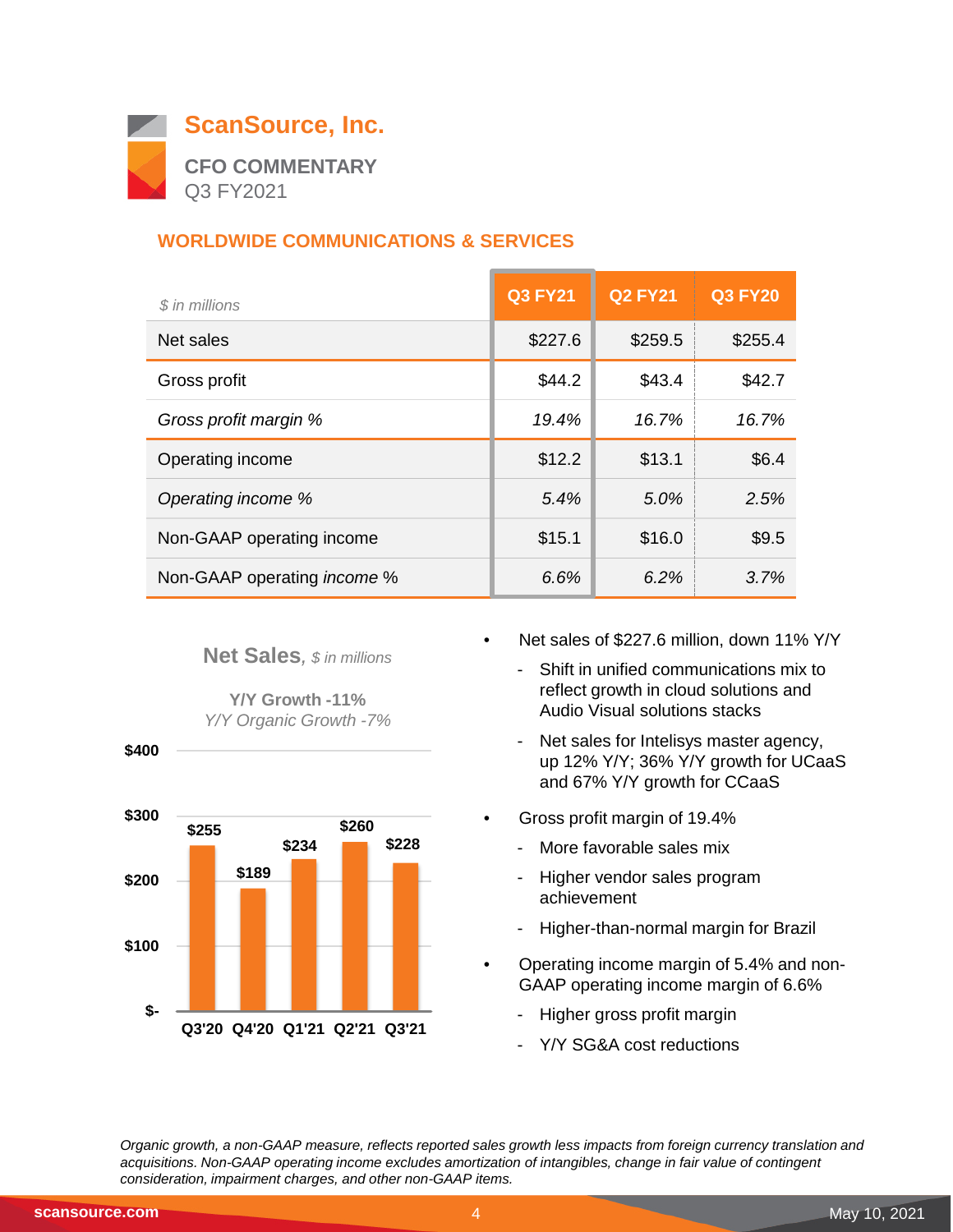# ScanSource, Inc.

**CFO COMMENTARY**
Q3 FY2021

## WORLDWIDE COMMUNICATIONS & SERVICES

| *$ in millions* | Q3 FY21 | Q2 FY21 | Q3 FY20 |
|---|---|---|---|
| Net sales | $227.6 | $259.5 | $255.4 |
| Gross profit | $44.2 | $43.4 | $42.7 |
| *Gross profit margin %* | *19.4%* | *16.7%* | *16.7%* |
| Operating income | $12.2 | $13.1 | $6.4 |
| *Operating income %* | *5.4%* | *5.0%* | *2.5%* |
| Non-GAAP operating income | $15.1 | $16.0 | $9.5 |
| Non-GAAP operating *income* % | *6.6%* | *6.2%* | *3.7%* |

**Net Sales**, *$ in millions*

**Y/Y Growth -11%**
*Y/Y Organic Growth -7%*

| Quarter | Net Sales |
|---|---|
| Q3'20 | $255 |
| Q4'20 | $189 |
| Q1'21 | $234 |
| Q2'21 | $260 |
| Q3'21 | $228 |

- Net sales of $227.6 million, down 11% Y/Y
  - Shift in unified communications mix to reflect growth in cloud solutions and Audio Visual solutions stacks
  - Net sales for Intelisys master agency, up 12% Y/Y; 36% Y/Y growth for UCaaS and 67% Y/Y growth for CCaaS
- Gross profit margin of 19.4%
  - More favorable sales mix
  - Higher vendor sales program achievement
  - Higher-than-normal margin for Brazil
- Operating income margin of 5.4% and non-GAAP operating income margin of 6.6%
  - Higher gross profit margin
  - Y/Y SG&A cost reductions

*Organic growth, a non-GAAP measure, reflects reported sales growth less impacts from foreign currency translation and acquisitions. Non-GAAP operating income excludes amortization of intangibles, change in fair value of contingent consideration, impairment charges, and other non-GAAP items.*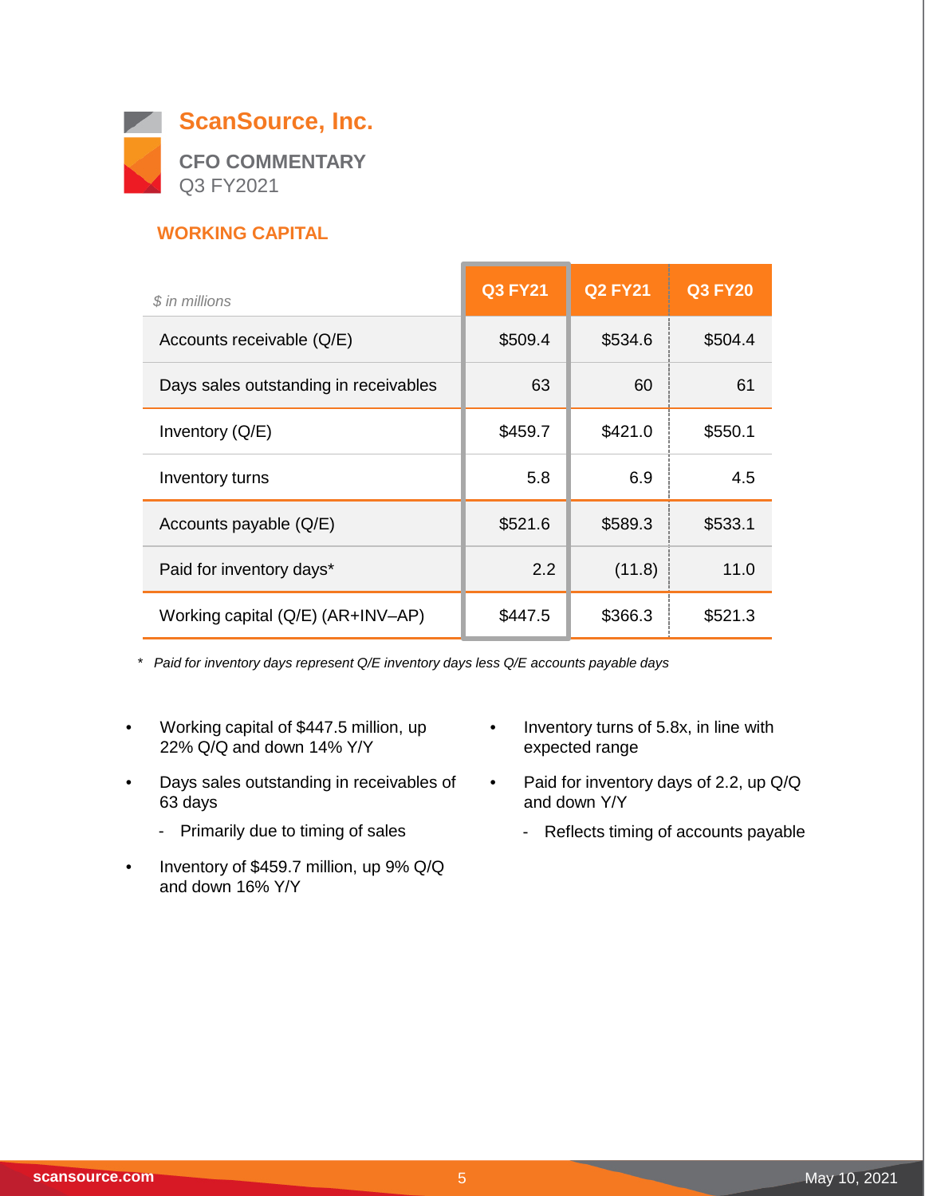# ScanSource, Inc.

## CFO COMMENTARY
Q3 FY2021

### WORKING CAPITAL

| *$ in millions* | Q3 FY21 | Q2 FY21 | Q3 FY20 |
|---|---|---|---|
| Accounts receivable (Q/E) | $509.4 | $534.6 | $504.4 |
| Days sales outstanding in receivables | 63 | 60 | 61 |
| Inventory (Q/E) | $459.7 | $421.0 | $550.1 |
| Inventory turns | 5.8 | 6.9 | 4.5 |
| Accounts payable (Q/E) | $521.6 | $589.3 | $533.1 |
| Paid for inventory days* | 2.2 | (11.8) | 11.0 |
| Working capital (Q/E) (AR+INV–AP) | $447.5 | $366.3 | $521.3 |

\* *Paid for inventory days represent Q/E inventory days less Q/E accounts payable days*

- Working capital of $447.5 million, up 22% Q/Q and down 14% Y/Y
- Days sales outstanding in receivables of 63 days
  - Primarily due to timing of sales
- Inventory of $459.7 million, up 9% Q/Q and down 16% Y/Y
- Inventory turns of 5.8x, in line with expected range
- Paid for inventory days of 2.2, up Q/Q and down Y/Y
  - Reflects timing of accounts payable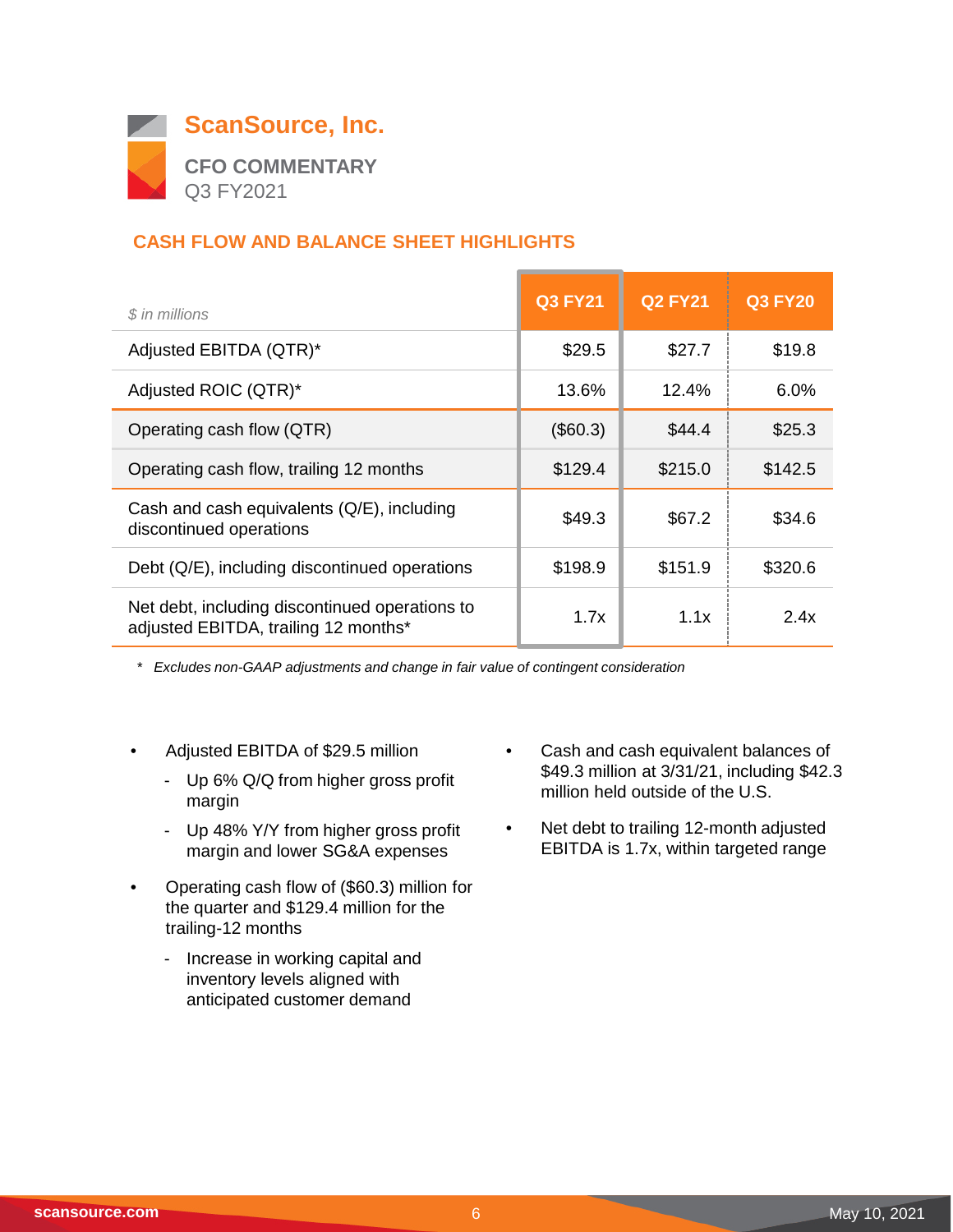# ScanSource, Inc.

## CFO COMMENTARY

Q3 FY2021

### CASH FLOW AND BALANCE SHEET HIGHLIGHTS

| *$ in millions* | Q3 FY21 | Q2 FY21 | Q3 FY20 |
|---|---|---|---|
| Adjusted EBITDA (QTR)* | $29.5 | $27.7 | $19.8 |
| Adjusted ROIC (QTR)* | 13.6% | 12.4% | 6.0% |
| Operating cash flow (QTR) | ($60.3) | $44.4 | $25.3 |
| Operating cash flow, trailing 12 months | $129.4 | $215.0 | $142.5 |
| Cash and cash equivalents (Q/E), including discontinued operations | $49.3 | $67.2 | $34.6 |
| Debt (Q/E), including discontinued operations | $198.9 | $151.9 | $320.6 |
| Net debt, including discontinued operations to adjusted EBITDA, trailing 12 months* | 1.7x | 1.1x | 2.4x |

*\* Excludes non-GAAP adjustments and change in fair value of contingent consideration*

- Adjusted EBITDA of $29.5 million
  - Up 6% Q/Q from higher gross profit margin
  - Up 48% Y/Y from higher gross profit margin and lower SG&A expenses
- Operating cash flow of ($60.3) million for the quarter and $129.4 million for the trailing-12 months
  - Increase in working capital and inventory levels aligned with anticipated customer demand
- Cash and cash equivalent balances of $49.3 million at 3/31/21, including $42.3 million held outside of the U.S.
- Net debt to trailing 12-month adjusted EBITDA is 1.7x, within targeted range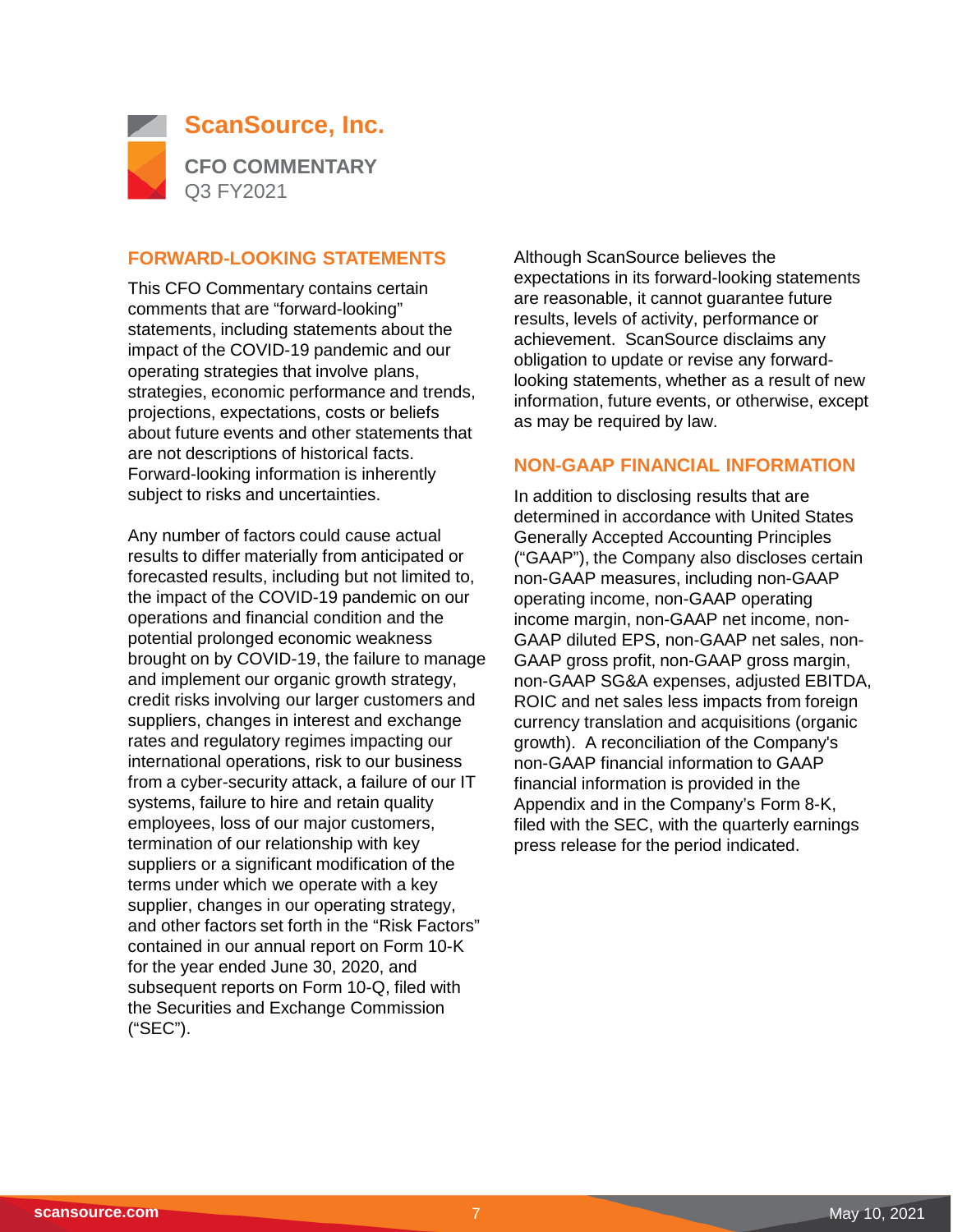# ScanSource, Inc.

**CFO COMMENTARY**
Q3 FY2021

## FORWARD-LOOKING STATEMENTS

This CFO Commentary contains certain comments that are "forward-looking" statements, including statements about the impact of the COVID-19 pandemic and our operating strategies that involve plans, strategies, economic performance and trends, projections, expectations, costs or beliefs about future events and other statements that are not descriptions of historical facts. Forward-looking information is inherently subject to risks and uncertainties.

Any number of factors could cause actual results to differ materially from anticipated or forecasted results, including but not limited to, the impact of the COVID-19 pandemic on our operations and financial condition and the potential prolonged economic weakness brought on by COVID-19, the failure to manage and implement our organic growth strategy, credit risks involving our larger customers and suppliers, changes in interest and exchange rates and regulatory regimes impacting our international operations, risk to our business from a cyber-security attack, a failure of our IT systems, failure to hire and retain quality employees, loss of our major customers, termination of our relationship with key suppliers or a significant modification of the terms under which we operate with a key supplier, changes in our operating strategy, and other factors set forth in the "Risk Factors" contained in our annual report on Form 10-K for the year ended June 30, 2020, and subsequent reports on Form 10-Q, filed with the Securities and Exchange Commission ("SEC").

Although ScanSource believes the expectations in its forward-looking statements are reasonable, it cannot guarantee future results, levels of activity, performance or achievement. ScanSource disclaims any obligation to update or revise any forward-looking statements, whether as a result of new information, future events, or otherwise, except as may be required by law.

## NON-GAAP FINANCIAL INFORMATION

In addition to disclosing results that are determined in accordance with United States Generally Accepted Accounting Principles ("GAAP"), the Company also discloses certain non-GAAP measures, including non-GAAP operating income, non-GAAP operating income margin, non-GAAP net income, non-GAAP diluted EPS, non-GAAP net sales, non-GAAP gross profit, non-GAAP gross margin, non-GAAP SG&A expenses, adjusted EBITDA, ROIC and net sales less impacts from foreign currency translation and acquisitions (organic growth). A reconciliation of the Company's non-GAAP financial information to GAAP financial information is provided in the Appendix and in the Company's Form 8-K, filed with the SEC, with the quarterly earnings press release for the period indicated.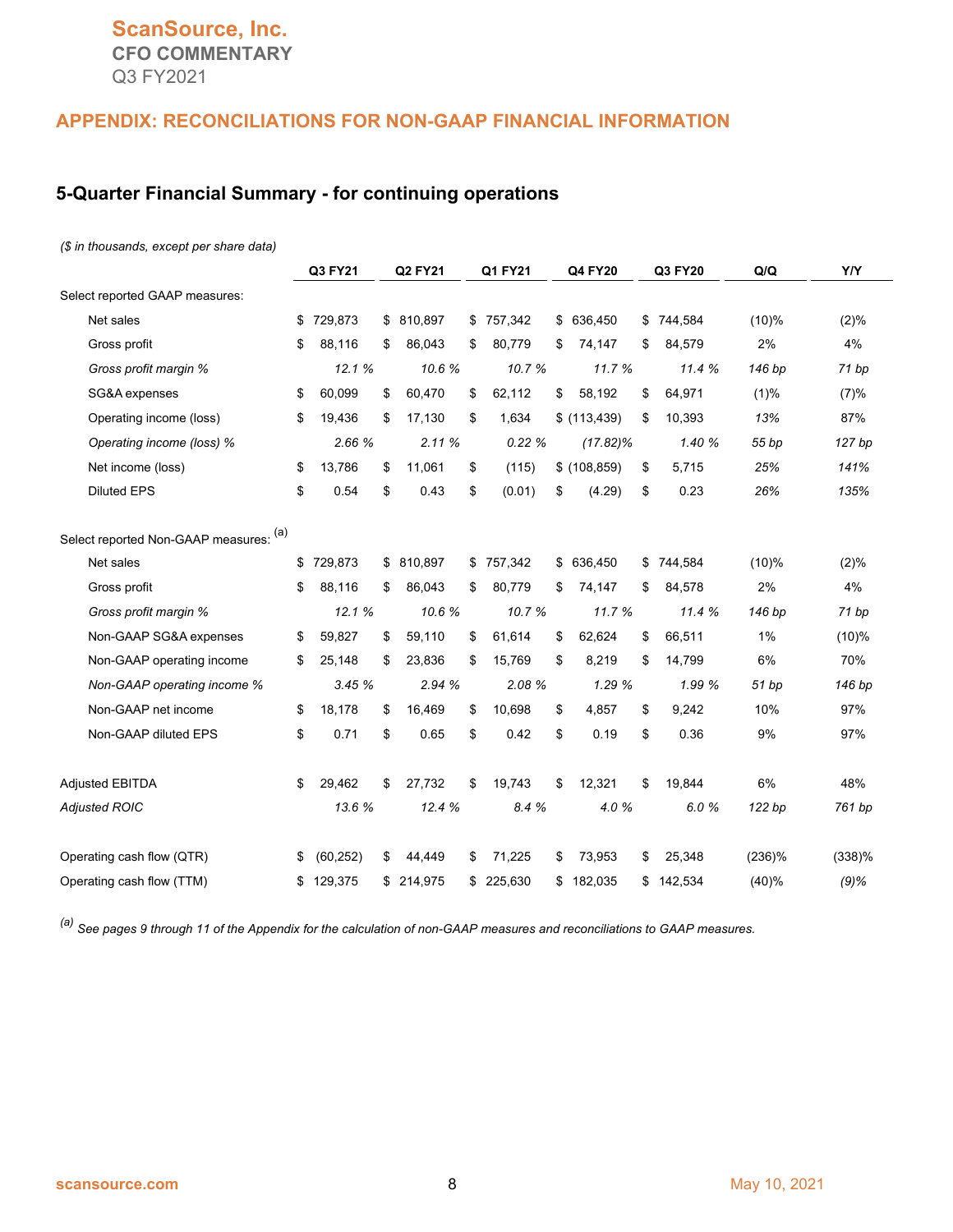# ScanSource, Inc.

## CFO COMMENTARY

Q3 FY2021

## APPENDIX: RECONCILIATIONS FOR NON-GAAP FINANCIAL INFORMATION

### 5-Quarter Financial Summary - for continuing operations

*($ in thousands, except per share data)*

| | Q3 FY21 | Q2 FY21 | Q1 FY21 | Q4 FY20 | Q3 FY20 | Q/Q | Y/Y |
|---|---|---|---|---|---|---|---|
| Select reported GAAP measures: | | | | | | | |
| Net sales | $ 729,873 | $ 810,897 | $ 757,342 | $ 636,450 | $ 744,584 | (10)% | (2)% |
| Gross profit | $ 88,116 | $ 86,043 | $ 80,779 | $ 74,147 | $ 84,579 | 2% | 4% |
| *Gross profit margin %* | *12.1 %* | *10.6 %* | *10.7 %* | *11.7 %* | *11.4 %* | *146 bp* | *71 bp* |
| SG&A expenses | $ 60,099 | $ 60,470 | $ 62,112 | $ 58,192 | $ 64,971 | (1)% | (7)% |
| Operating income (loss) | $ 19,436 | $ 17,130 | $ 1,634 | $ (113,439) | $ 10,393 | *13%* | *87%* |
| *Operating income (loss) %* | *2.66 %* | *2.11 %* | *0.22 %* | *(17.82)%* | *1.40 %* | *55 bp* | *127 bp* |
| Net income (loss) | $ 13,786 | $ 11,061 | $ (115) | $ (108,859) | $ 5,715 | *25%* | *141%* |
| Diluted EPS | $ 0.54 | $ 0.43 | $ (0.01) | $ (4.29) | $ 0.23 | *26%* | *135%* |
| Select reported Non-GAAP measures: [(a)] | | | | | | | |
| Net sales | $ 729,873 | $ 810,897 | $ 757,342 | $ 636,450 | $ 744,584 | (10)% | (2)% |
| Gross profit | $ 88,116 | $ 86,043 | $ 80,779 | $ 74,147 | $ 84,578 | 2% | 4% |
| *Gross profit margin %* | *12.1 %* | *10.6 %* | *10.7 %* | *11.7 %* | *11.4 %* | *146 bp* | *71 bp* |
| Non-GAAP SG&A expenses | $ 59,827 | $ 59,110 | $ 61,614 | $ 62,624 | $ 66,511 | 1% | (10)% |
| Non-GAAP operating income | $ 25,148 | $ 23,836 | $ 15,769 | $ 8,219 | $ 14,799 | 6% | 70% |
| *Non-GAAP operating income %* | *3.45 %* | *2.94 %* | *2.08 %* | *1.29 %* | *1.99 %* | *51 bp* | *146 bp* |
| Non-GAAP net income | $ 18,178 | $ 16,469 | $ 10,698 | $ 4,857 | $ 9,242 | 10% | 97% |
| Non-GAAP diluted EPS | $ 0.71 | $ 0.65 | $ 0.42 | $ 0.19 | $ 0.36 | 9% | 97% |
| Adjusted EBITDA | $ 29,462 | $ 27,732 | $ 19,743 | $ 12,321 | $ 19,844 | 6% | 48% |
| *Adjusted ROIC* | *13.6 %* | *12.4 %* | *8.4 %* | *4.0 %* | *6.0 %* | *122 bp* | *761 bp* |
| Operating cash flow (QTR) | $ (60,252) | $ 44,449 | $ 71,225 | $ 73,953 | $ 25,348 | (236)% | (338)% |
| Operating cash flow (TTM) | $ 129,375 | $ 214,975 | $ 225,630 | $ 182,035 | $ 142,534 | (40)% | *(9)%* |

*[(a)] See pages 9 through 11 of the Appendix for the calculation of non-GAAP measures and reconciliations to GAAP measures.*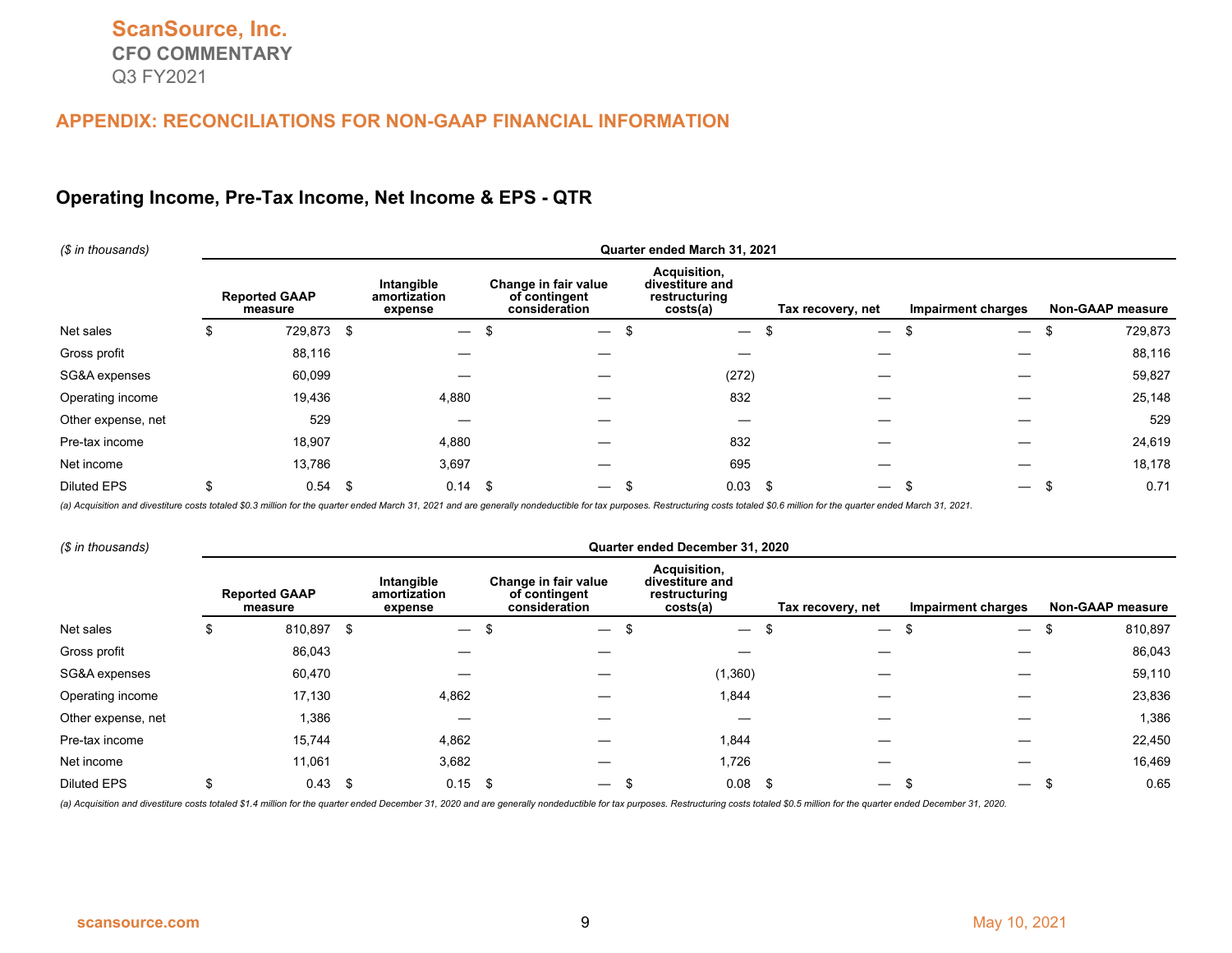ScanSource, Inc.
CFO COMMENTARY
Q3 FY2021

## APPENDIX: RECONCILIATIONS FOR NON-GAAP FINANCIAL INFORMATION

### Operating Income, Pre-Tax Income, Net Income & EPS - QTR

| ($ in thousands) | Quarter ended March 31, 2021 | | | | | | |
|---|---|---|---|---|---|---|---|
| | Reported GAAP measure | Intangible amortization expense | Change in fair value of contingent consideration | Acquisition, divestiture and restructuring costs(a) | Tax recovery, net | Impairment charges | Non-GAAP measure |
| Net sales | $ 729,873 | $ — | $ — | $ — | $ — | $ — | $ 729,873 |
| Gross profit | 88,116 | — | — | — | — | — | 88,116 |
| SG&A expenses | 60,099 | — | — | (272) | — | — | 59,827 |
| Operating income | 19,436 | 4,880 | — | 832 | — | — | 25,148 |
| Other expense, net | 529 | — | — | — | — | — | 529 |
| Pre-tax income | 18,907 | 4,880 | — | 832 | — | — | 24,619 |
| Net income | 13,786 | 3,697 | — | 695 | — | — | 18,178 |
| Diluted EPS | $ 0.54 | $ 0.14 | $ — | $ 0.03 | $ — | $ — | $ 0.71 |

*(a) Acquisition and divestiture costs totaled $0.3 million for the quarter ended March 31, 2021 and are generally nondeductible for tax purposes. Restructuring costs totaled $0.6 million for the quarter ended March 31, 2021.*

| ($ in thousands) | Quarter ended December 31, 2020 | | | | | | |
|---|---|---|---|---|---|---|---|
| | Reported GAAP measure | Intangible amortization expense | Change in fair value of contingent consideration | Acquisition, divestiture and restructuring costs(a) | Tax recovery, net | Impairment charges | Non-GAAP measure |
| Net sales | $ 810,897 | $ — | $ — | $ — | $ — | $ — | $ 810,897 |
| Gross profit | 86,043 | — | — | — | — | — | 86,043 |
| SG&A expenses | 60,470 | — | — | (1,360) | — | — | 59,110 |
| Operating income | 17,130 | 4,862 | — | 1,844 | — | — | 23,836 |
| Other expense, net | 1,386 | — | — | — | — | — | 1,386 |
| Pre-tax income | 15,744 | 4,862 | — | 1,844 | — | — | 22,450 |
| Net income | 11,061 | 3,682 | — | 1,726 | — | — | 16,469 |
| Diluted EPS | $ 0.43 | $ 0.15 | $ — | $ 0.08 | $ — | $ — | $ 0.65 |

*(a) Acquisition and divestiture costs totaled $1.4 million for the quarter ended December 31, 2020 and are generally nondeductible for tax purposes. Restructuring costs totaled $0.5 million for the quarter ended December 31, 2020.*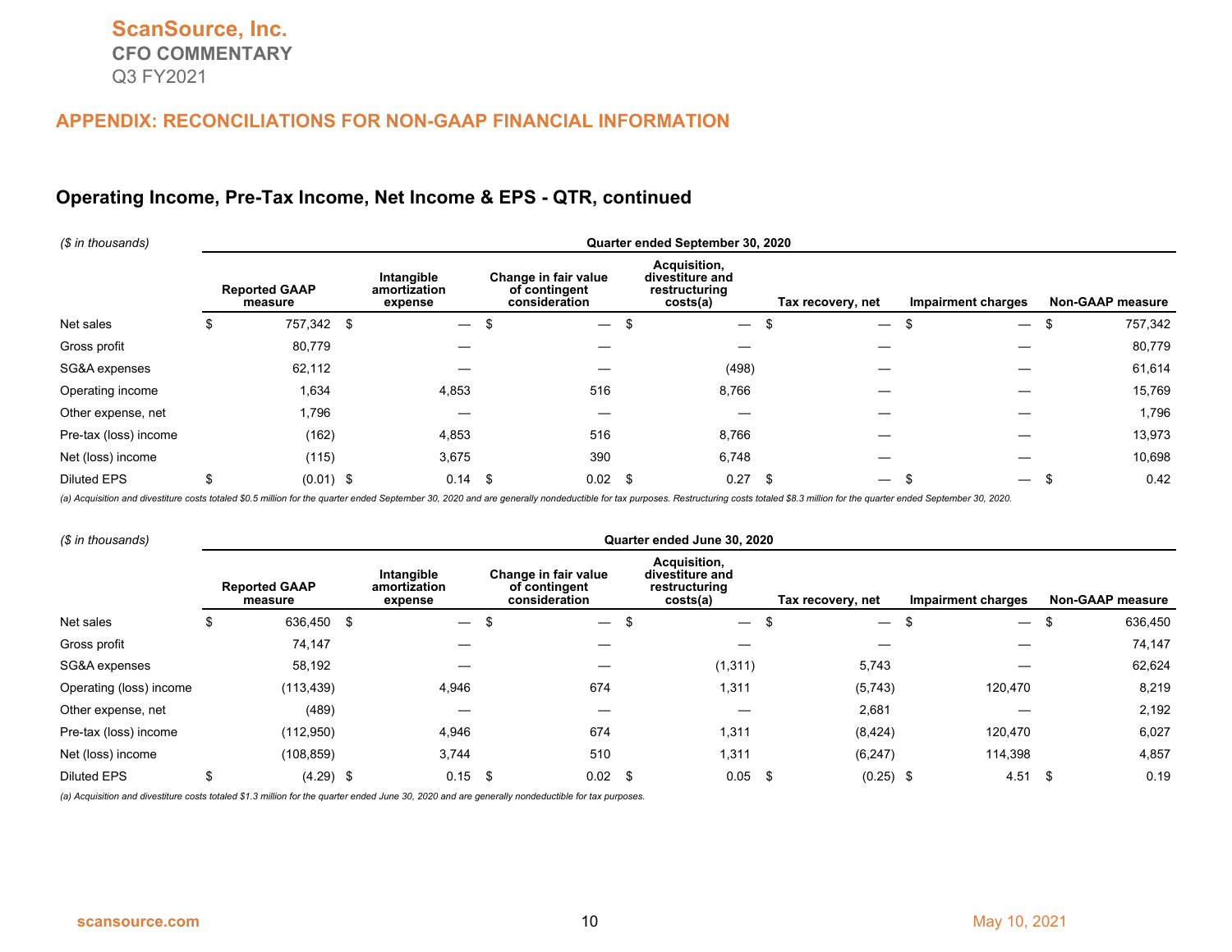ScanSource, Inc.
CFO COMMENTARY
Q3 FY2021

## APPENDIX: RECONCILIATIONS FOR NON-GAAP FINANCIAL INFORMATION

### Operating Income, Pre-Tax Income, Net Income & EPS - QTR, continued

| ($ in thousands) | Quarter ended September 30, 2020 | | | | | | |
|---|---|---|---|---|---|---|---|
| | Reported GAAP measure | Intangible amortization expense | Change in fair value of contingent consideration | Acquisition, divestiture and restructuring costs(a) | Tax recovery, net | Impairment charges | Non-GAAP measure |
| Net sales | $ 757,342 | $ — | $ — | $ — | $ — | $ — | $ 757,342 |
| Gross profit | 80,779 | — | — | — | — | — | 80,779 |
| SG&A expenses | 62,112 | — | — | (498) | — | — | 61,614 |
| Operating income | 1,634 | 4,853 | 516 | 8,766 | — | — | 15,769 |
| Other expense, net | 1,796 | — | — | — | — | — | 1,796 |
| Pre-tax (loss) income | (162) | 4,853 | 516 | 8,766 | — | — | 13,973 |
| Net (loss) income | (115) | 3,675 | 390 | 6,748 | — | — | 10,698 |
| Diluted EPS | $ (0.01) | $ 0.14 | $ 0.02 | $ 0.27 | $ — | $ — | $ 0.42 |

*(a) Acquisition and divestiture costs totaled $0.5 million for the quarter ended September 30, 2020 and are generally nondeductible for tax purposes. Restructuring costs totaled $8.3 million for the quarter ended September 30, 2020.*

| ($ in thousands) | Quarter ended June 30, 2020 | | | | | | |
|---|---|---|---|---|---|---|---|
| | Reported GAAP measure | Intangible amortization expense | Change in fair value of contingent consideration | Acquisition, divestiture and restructuring costs(a) | Tax recovery, net | Impairment charges | Non-GAAP measure |
| Net sales | $ 636,450 | $ — | $ — | $ — | $ — | $ — | $ 636,450 |
| Gross profit | 74,147 | — | — | — | — | — | 74,147 |
| SG&A expenses | 58,192 | — | — | (1,311) | 5,743 | — | 62,624 |
| Operating (loss) income | (113,439) | 4,946 | 674 | 1,311 | (5,743) | 120,470 | 8,219 |
| Other expense, net | (489) | — | — | — | 2,681 | — | 2,192 |
| Pre-tax (loss) income | (112,950) | 4,946 | 674 | 1,311 | (8,424) | 120,470 | 6,027 |
| Net (loss) income | (108,859) | 3,744 | 510 | 1,311 | (6,247) | 114,398 | 4,857 |
| Diluted EPS | $ (4.29) | $ 0.15 | $ 0.02 | $ 0.05 | $ (0.25) | $ 4.51 | $ 0.19 |

*(a) Acquisition and divestiture costs totaled $1.3 million for the quarter ended June 30, 2020 and are generally nondeductible for tax purposes.*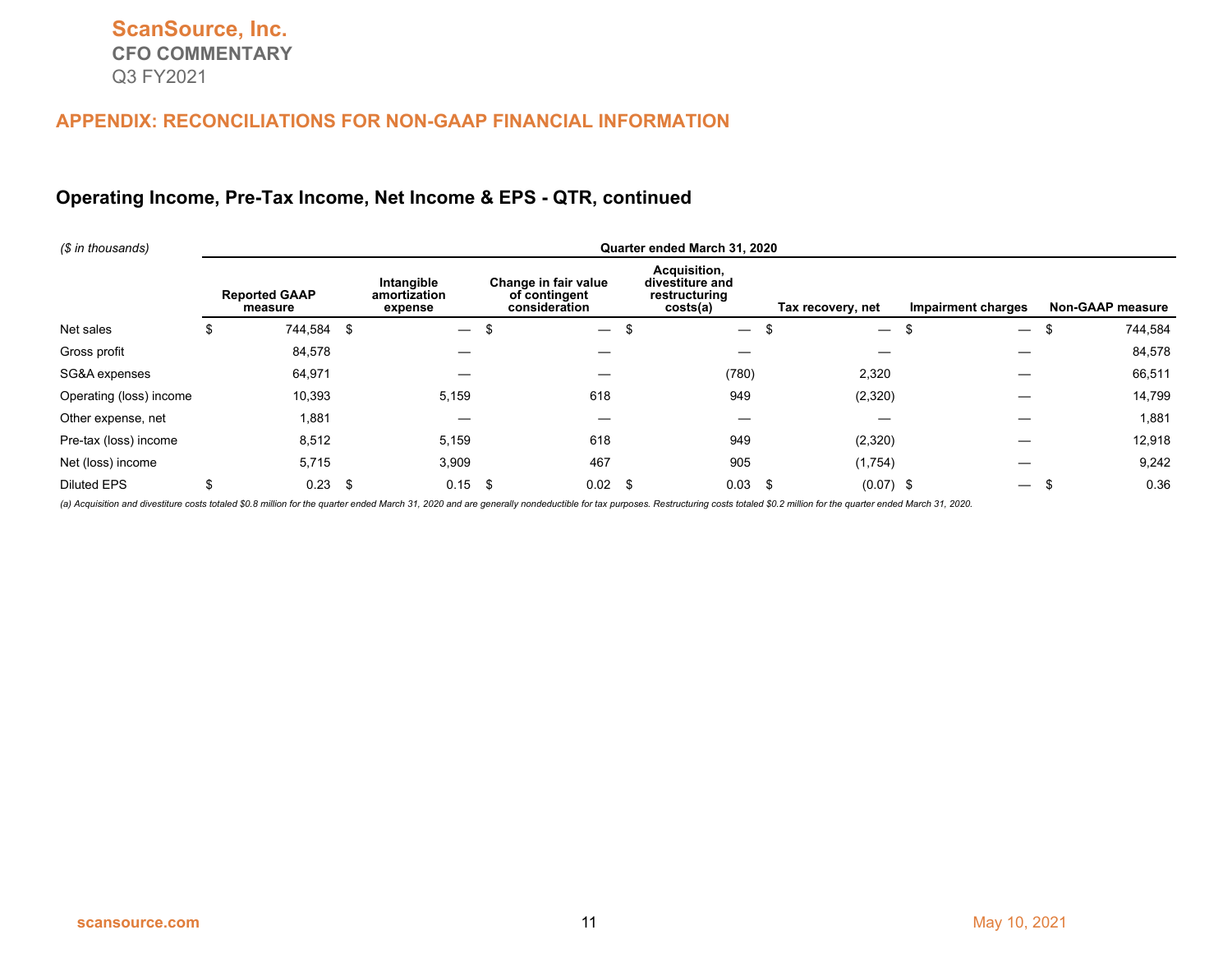ScanSource, Inc.
CFO COMMENTARY
Q3 FY2021

## APPENDIX: RECONCILIATIONS FOR NON-GAAP FINANCIAL INFORMATION

### Operating Income, Pre-Tax Income, Net Income & EPS - QTR, continued

| ($ in thousands) | Quarter ended March 31, 2020 | | | | | | |
|---|---|---|---|---|---|---|---|
| | Reported GAAP measure | Intangible amortization expense | Change in fair value of contingent consideration | Acquisition, divestiture and restructuring costs(a) | Tax recovery, net | Impairment charges | Non-GAAP measure |
| Net sales | $ 744,584 | $ — | $ — | $ — | $ — | $ — | $ 744,584 |
| Gross profit | 84,578 | — | — | — | — | — | 84,578 |
| SG&A expenses | 64,971 | — | — | (780) | 2,320 | — | 66,511 |
| Operating (loss) income | 10,393 | 5,159 | 618 | 949 | (2,320) | — | 14,799 |
| Other expense, net | 1,881 | — | — | — | — | — | 1,881 |
| Pre-tax (loss) income | 8,512 | 5,159 | 618 | 949 | (2,320) | — | 12,918 |
| Net (loss) income | 5,715 | 3,909 | 467 | 905 | (1,754) | — | 9,242 |
| Diluted EPS | $ 0.23 | $ 0.15 | $ 0.02 | $ 0.03 | $ (0.07) | $ — | $ 0.36 |

*(a) Acquisition and divestiture costs totaled $0.8 million for the quarter ended March 31, 2020 and are generally nondeductible for tax purposes. Restructuring costs totaled $0.2 million for the quarter ended March 31, 2020.*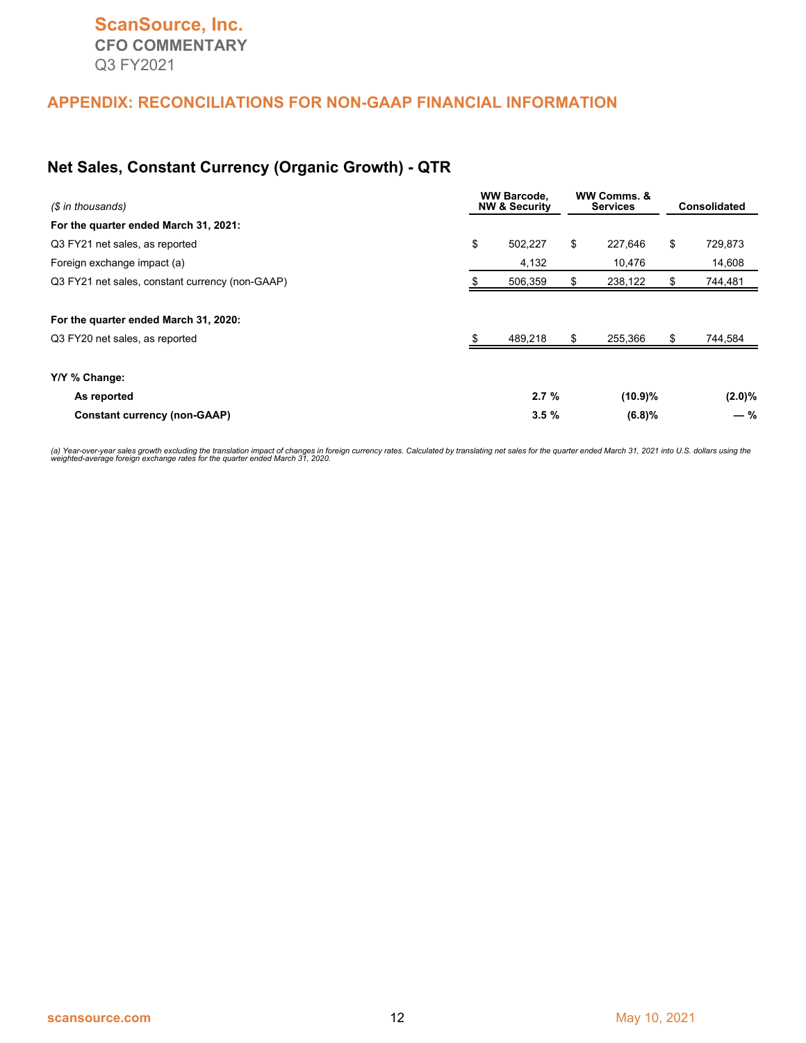## APPENDIX: RECONCILIATIONS FOR NON-GAAP FINANCIAL INFORMATION

### Net Sales, Constant Currency (Organic Growth) - QTR

| *($ in thousands)* | WW Barcode, NW & Security | WW Comms. & Services | Consolidated |
|---|---|---|---|
| **For the quarter ended March 31, 2021:** | | | |
| Q3 FY21 net sales, as reported | $ 502,227 | $ 227,646 | $ 729,873 |
| Foreign exchange impact (a) | 4,132 | 10,476 | 14,608 |
| Q3 FY21 net sales, constant currency (non-GAAP) | $ 506,359 | $ 238,122 | $ 744,481 |
| **For the quarter ended March 31, 2020:** | | | |
| Q3 FY20 net sales, as reported | $ 489,218 | $ 255,366 | $ 744,584 |
| **Y/Y % Change:** | | | |
| **As reported** | **2.7 %** | **(10.9)%** | **(2.0)%** |
| **Constant currency (non-GAAP)** | **3.5 %** | **(6.8)%** | **— %** |

*(a) Year-over-year sales growth excluding the translation impact of changes in foreign currency rates. Calculated by translating net sales for the quarter ended March 31, 2021 into U.S. dollars using the weighted-average foreign exchange rates for the quarter ended March 31, 2020.*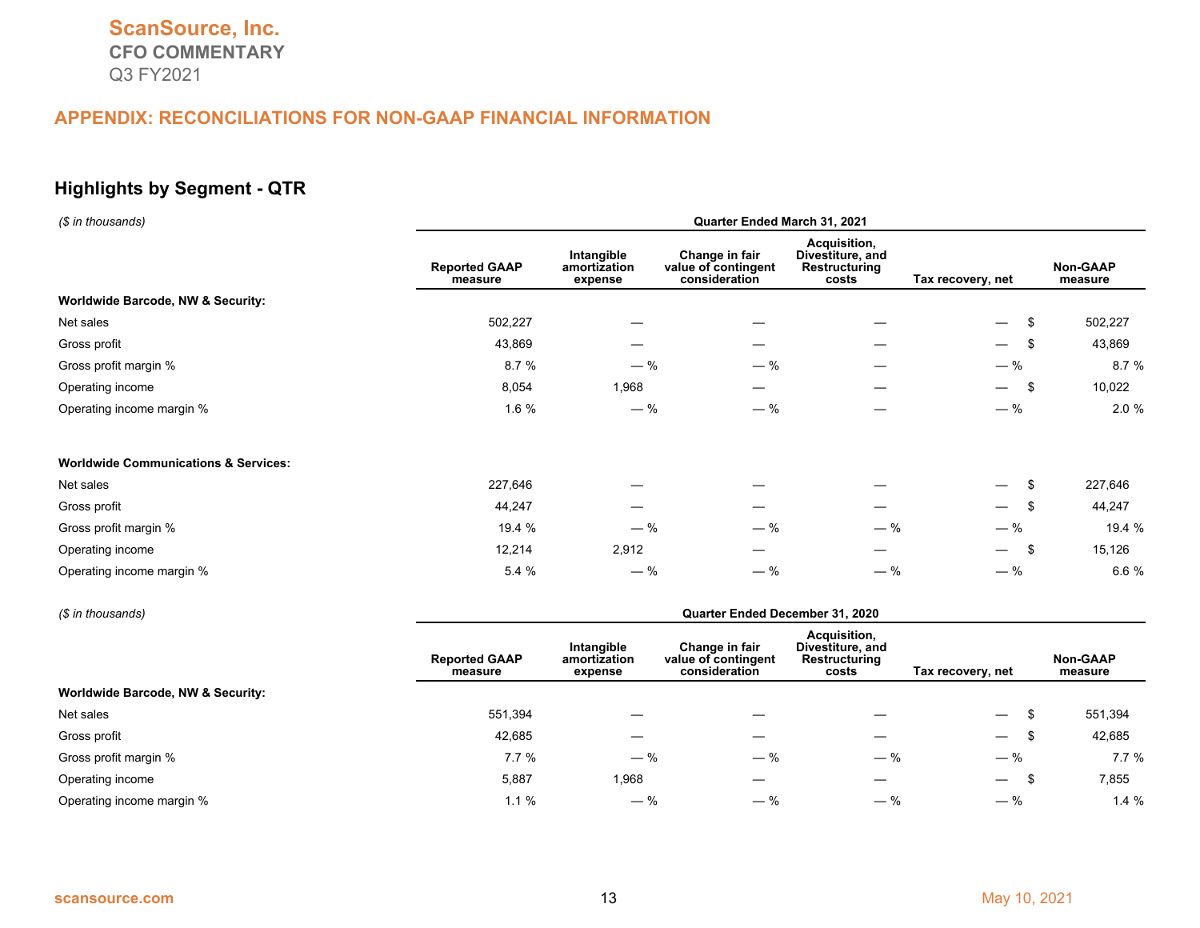## APPENDIX: RECONCILIATIONS FOR NON-GAAP FINANCIAL INFORMATION

### Highlights by Segment - QTR

*($ in thousands)*

| | Quarter Ended March 31, 2021 | | | | | |
|---|---|---|---|---|---|---|
| | Reported GAAP measure | Intangible amortization expense | Change in fair value of contingent consideration | Acquisition, Divestiture, and Restructuring costs | Tax recovery, net | Non-GAAP measure |
| **Worldwide Barcode, NW & Security:** | | | | | | |
| Net sales | 502,227 | — | — | — | — | $ 502,227 |
| Gross profit | 43,869 | — | — | — | — | $ 43,869 |
| Gross profit margin % | 8.7 % | — % | — % | — | — % | 8.7 % |
| Operating income | 8,054 | 1,968 | — | — | — | $ 10,022 |
| Operating income margin % | 1.6 % | — % | — % | — | — % | 2.0 % |
| | | | | | | |
| **Worldwide Communications & Services:** | | | | | | |
| Net sales | 227,646 | — | — | — | — | $ 227,646 |
| Gross profit | 44,247 | — | — | — | — | $ 44,247 |
| Gross profit margin % | 19.4 % | — % | — % | — % | — % | 19.4 % |
| Operating income | 12,214 | 2,912 | — | — | — | $ 15,126 |
| Operating income margin % | 5.4 % | — % | — % | — % | — % | 6.6 % |

*($ in thousands)*

| | Quarter Ended December 31, 2020 | | | | | |
|---|---|---|---|---|---|---|
| | Reported GAAP measure | Intangible amortization expense | Change in fair value of contingent consideration | Acquisition, Divestiture, and Restructuring costs | Tax recovery, net | Non-GAAP measure |
| **Worldwide Barcode, NW & Security:** | | | | | | |
| Net sales | 551,394 | — | — | — | — | $ 551,394 |
| Gross profit | 42,685 | — | — | — | — | $ 42,685 |
| Gross profit margin % | 7.7 % | — % | — % | — % | — % | 7.7 % |
| Operating income | 5,887 | 1,968 | — | — | — | $ 7,855 |
| Operating income margin % | 1.1 % | — % | — % | — % | — % | 1.4 % |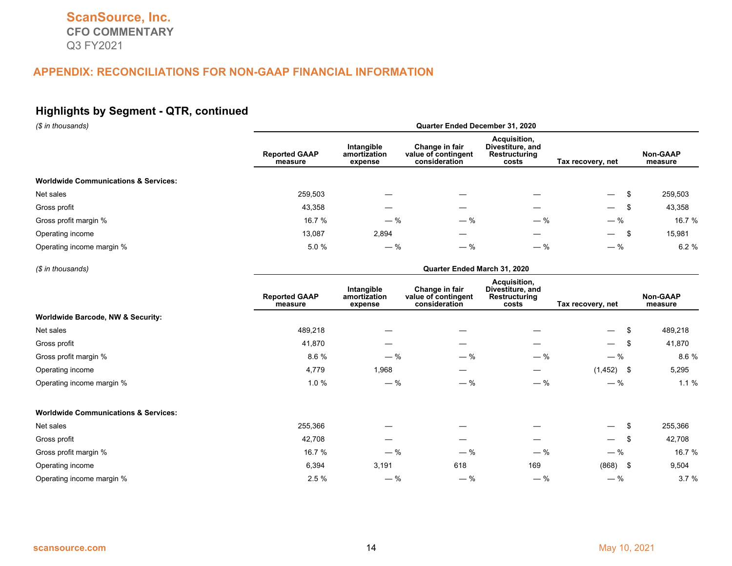## APPENDIX: RECONCILIATIONS FOR NON-GAAP FINANCIAL INFORMATION

### Highlights by Segment - QTR, continued

*($ in thousands)*

| | Quarter Ended December 31, 2020 | | | | | |
|---|---|---|---|---|---|---|
| | Reported GAAP measure | Intangible amortization expense | Change in fair value of contingent consideration | Acquisition, Divestiture, and Restructuring costs | Tax recovery, net | Non-GAAP measure |
| **Worldwide Communications & Services:** | | | | | | |
| Net sales | 259,503 | — | — | — | — | $ 259,503 |
| Gross profit | 43,358 | — | — | — | — | $ 43,358 |
| Gross profit margin % | 16.7 % | — % | — % | — % | — % | 16.7 % |
| Operating income | 13,087 | 2,894 | — | — | — | $ 15,981 |
| Operating income margin % | 5.0 % | — % | — % | — % | — % | 6.2 % |

*($ in thousands)*

| | Quarter Ended March 31, 2020 | | | | | |
|---|---|---|---|---|---|---|
| | Reported GAAP measure | Intangible amortization expense | Change in fair value of contingent consideration | Acquisition, Divestiture, and Restructuring costs | Tax recovery, net | Non-GAAP measure |
| **Worldwide Barcode, NW & Security:** | | | | | | |
| Net sales | 489,218 | — | — | — | — | $ 489,218 |
| Gross profit | 41,870 | — | — | — | — | $ 41,870 |
| Gross profit margin % | 8.6 % | — % | — % | — % | — % | 8.6 % |
| Operating income | 4,779 | 1,968 | — | — | (1,452) | $ 5,295 |
| Operating income margin % | 1.0 % | — % | — % | — % | — % | 1.1 % |
| | | | | | | |
| **Worldwide Communications & Services:** | | | | | | |
| Net sales | 255,366 | — | — | — | — | $ 255,366 |
| Gross profit | 42,708 | — | — | — | — | $ 42,708 |
| Gross profit margin % | 16.7 % | — % | — % | — % | — % | 16.7 % |
| Operating income | 6,394 | 3,191 | 618 | 169 | (868) | $ 9,504 |
| Operating income margin % | 2.5 % | — % | — % | — % | — % | 3.7 % |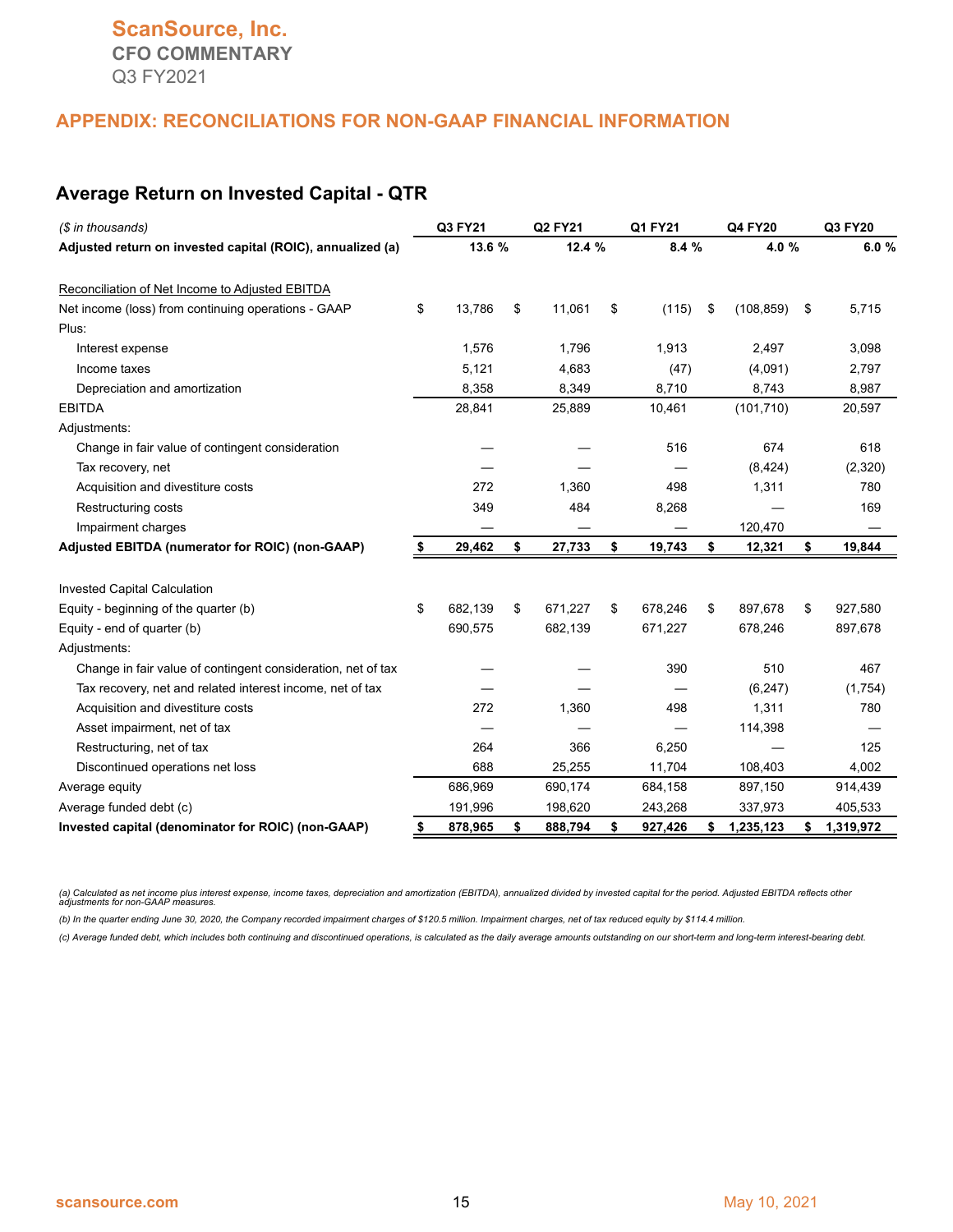**ScanSource, Inc.**
**CFO COMMENTARY**
Q3 FY2021

## APPENDIX: RECONCILIATIONS FOR NON-GAAP FINANCIAL INFORMATION

### Average Return on Invested Capital - QTR

| *($ in thousands)* | Q3 FY21 | Q2 FY21 | Q1 FY21 | Q4 FY20 | Q3 FY20 |
|---|---|---|---|---|---|
| **Adjusted return on invested capital (ROIC), annualized (a)** | **13.6 %** | **12.4 %** | **8.4 %** | **4.0 %** | **6.0 %** |
| | | | | | |
| Reconciliation of Net Income to Adjusted EBITDA | | | | | |
| Net income (loss) from continuing operations - GAAP | $ 13,786 | $ 11,061 | $ (115) | $ (108,859) | $ 5,715 |
| Plus: | | | | | |
| Interest expense | 1,576 | 1,796 | 1,913 | 2,497 | 3,098 |
| Income taxes | 5,121 | 4,683 | (47) | (4,091) | 2,797 |
| Depreciation and amortization | 8,358 | 8,349 | 8,710 | 8,743 | 8,987 |
| EBITDA | 28,841 | 25,889 | 10,461 | (101,710) | 20,597 |
| Adjustments: | | | | | |
| Change in fair value of contingent consideration | — | — | 516 | 674 | 618 |
| Tax recovery, net | — | — | — | (8,424) | (2,320) |
| Acquisition and divestiture costs | 272 | 1,360 | 498 | 1,311 | 780 |
| Restructuring costs | 349 | 484 | 8,268 | — | 169 |
| Impairment charges | — | — | — | 120,470 | — |
| **Adjusted EBITDA (numerator for ROIC) (non-GAAP)** | **$ 29,462** | **$ 27,733** | **$ 19,743** | **$ 12,321** | **$ 19,844** |
| | | | | | |
| Invested Capital Calculation | | | | | |
| Equity - beginning of the quarter (b) | $ 682,139 | $ 671,227 | $ 678,246 | $ 897,678 | $ 927,580 |
| Equity - end of quarter (b) | 690,575 | 682,139 | 671,227 | 678,246 | 897,678 |
| Adjustments: | | | | | |
| Change in fair value of contingent consideration, net of tax | — | — | 390 | 510 | 467 |
| Tax recovery, net and related interest income, net of tax | — | — | — | (6,247) | (1,754) |
| Acquisition and divestiture costs | 272 | 1,360 | 498 | 1,311 | 780 |
| Asset impairment, net of tax | — | — | — | 114,398 | — |
| Restructuring, net of tax | 264 | 366 | 6,250 | — | 125 |
| Discontinued operations net loss | 688 | 25,255 | 11,704 | 108,403 | 4,002 |
| Average equity | 686,969 | 690,174 | 684,158 | 897,150 | 914,439 |
| Average funded debt (c) | 191,996 | 198,620 | 243,268 | 337,973 | 405,533 |
| **Invested capital (denominator for ROIC) (non-GAAP)** | **$ 878,965** | **$ 888,794** | **$ 927,426** | **$ 1,235,123** | **$ 1,319,972** |

*(a) Calculated as net income plus interest expense, income taxes, depreciation and amortization (EBITDA), annualized divided by invested capital for the period. Adjusted EBITDA reflects other adjustments for non-GAAP measures.*

*(b) In the quarter ending June 30, 2020, the Company recorded impairment charges of $120.5 million. Impairment charges, net of tax reduced equity by $114.4 million.*

*(c) Average funded debt, which includes both continuing and discontinued operations, is calculated as the daily average amounts outstanding on our short-term and long-term interest-bearing debt.*

scansource.com May 10, 2021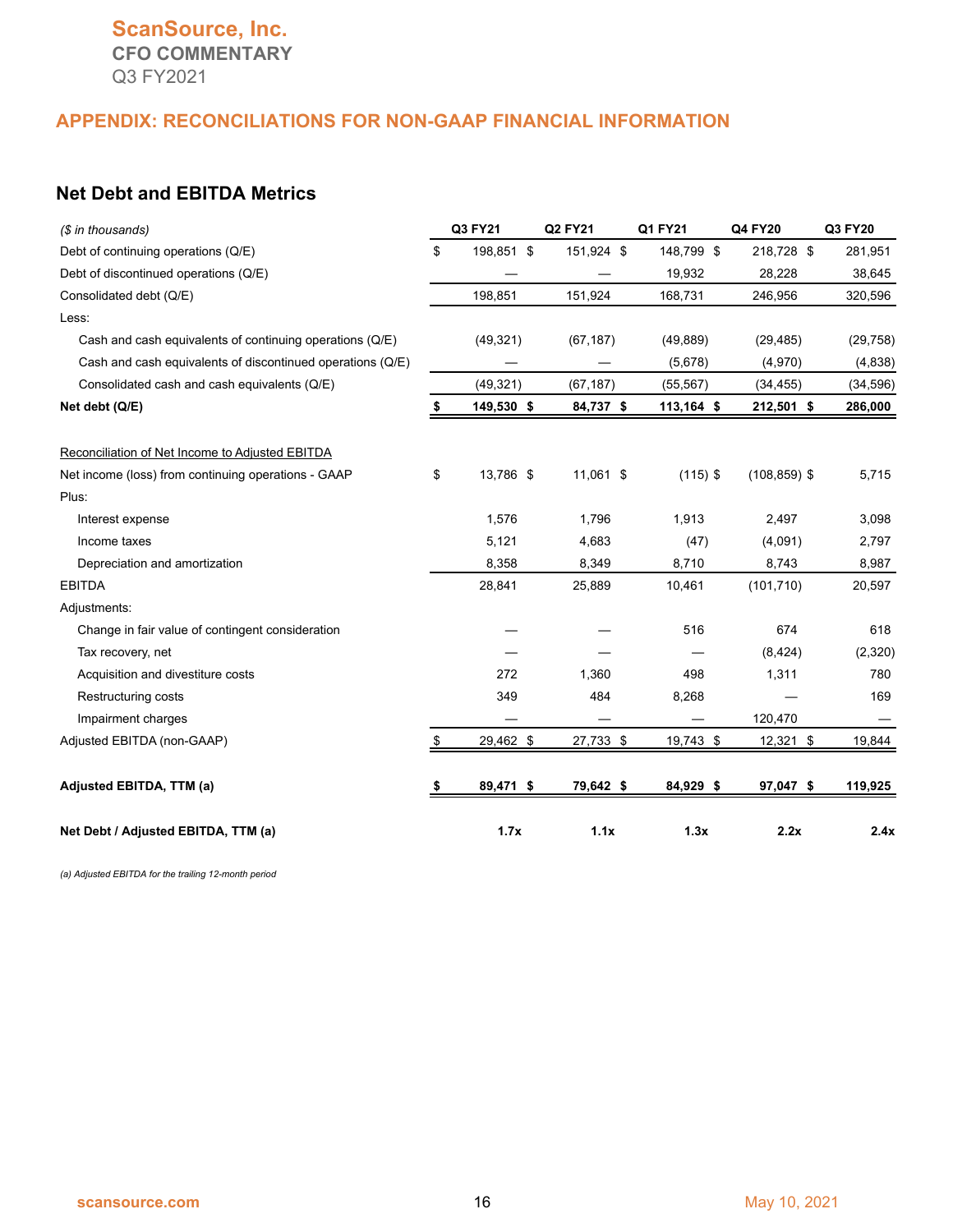# ScanSource, Inc.

## CFO COMMENTARY

Q3 FY2021

## APPENDIX: RECONCILIATIONS FOR NON-GAAP FINANCIAL INFORMATION

### Net Debt and EBITDA Metrics

| *($ in thousands)* | Q3 FY21 | Q2 FY21 | Q1 FY21 | Q4 FY20 | Q3 FY20 |
|---|---|---|---|---|---|
| Debt of continuing operations (Q/E) | $ 198,851 | $ 151,924 | $ 148,799 | $ 218,728 | $ 281,951 |
| Debt of discontinued operations (Q/E) | — | — | 19,932 | 28,228 | 38,645 |
| Consolidated debt (Q/E) | 198,851 | 151,924 | 168,731 | 246,956 | 320,596 |
| Less: | | | | | |
| Cash and cash equivalents of continuing operations (Q/E) | (49,321) | (67,187) | (49,889) | (29,485) | (29,758) |
| Cash and cash equivalents of discontinued operations (Q/E) | — | — | (5,678) | (4,970) | (4,838) |
| Consolidated cash and cash equivalents (Q/E) | (49,321) | (67,187) | (55,567) | (34,455) | (34,596) |
| **Net debt (Q/E)** | **$ 149,530** | **$ 84,737** | **$ 113,164** | **$ 212,501** | **$ 286,000** |
| | | | | | |
| Reconciliation of Net Income to Adjusted EBITDA | | | | | |
| Net income (loss) from continuing operations - GAAP | $ 13,786 | $ 11,061 | $ (115) | $ (108,859) | $ 5,715 |
| Plus: | | | | | |
| Interest expense | 1,576 | 1,796 | 1,913 | 2,497 | 3,098 |
| Income taxes | 5,121 | 4,683 | (47) | (4,091) | 2,797 |
| Depreciation and amortization | 8,358 | 8,349 | 8,710 | 8,743 | 8,987 |
| EBITDA | 28,841 | 25,889 | 10,461 | (101,710) | 20,597 |
| Adjustments: | | | | | |
| Change in fair value of contingent consideration | — | — | 516 | 674 | 618 |
| Tax recovery, net | — | — | — | (8,424) | (2,320) |
| Acquisition and divestiture costs | 272 | 1,360 | 498 | 1,311 | 780 |
| Restructuring costs | 349 | 484 | 8,268 | — | 169 |
| Impairment charges | — | — | — | 120,470 | — |
| Adjusted EBITDA (non-GAAP) | $ 29,462 | $ 27,733 | $ 19,743 | $ 12,321 | $ 19,844 |
| | | | | | |
| **Adjusted EBITDA, TTM (a)** | **$ 89,471** | **$ 79,642** | **$ 84,929** | **$ 97,047** | **$ 119,925** |
| | | | | | |
| **Net Debt / Adjusted EBITDA, TTM (a)** | **1.7x** | **1.1x** | **1.3x** | **2.2x** | **2.4x** |

*(a) Adjusted EBITDA for the trailing 12-month period*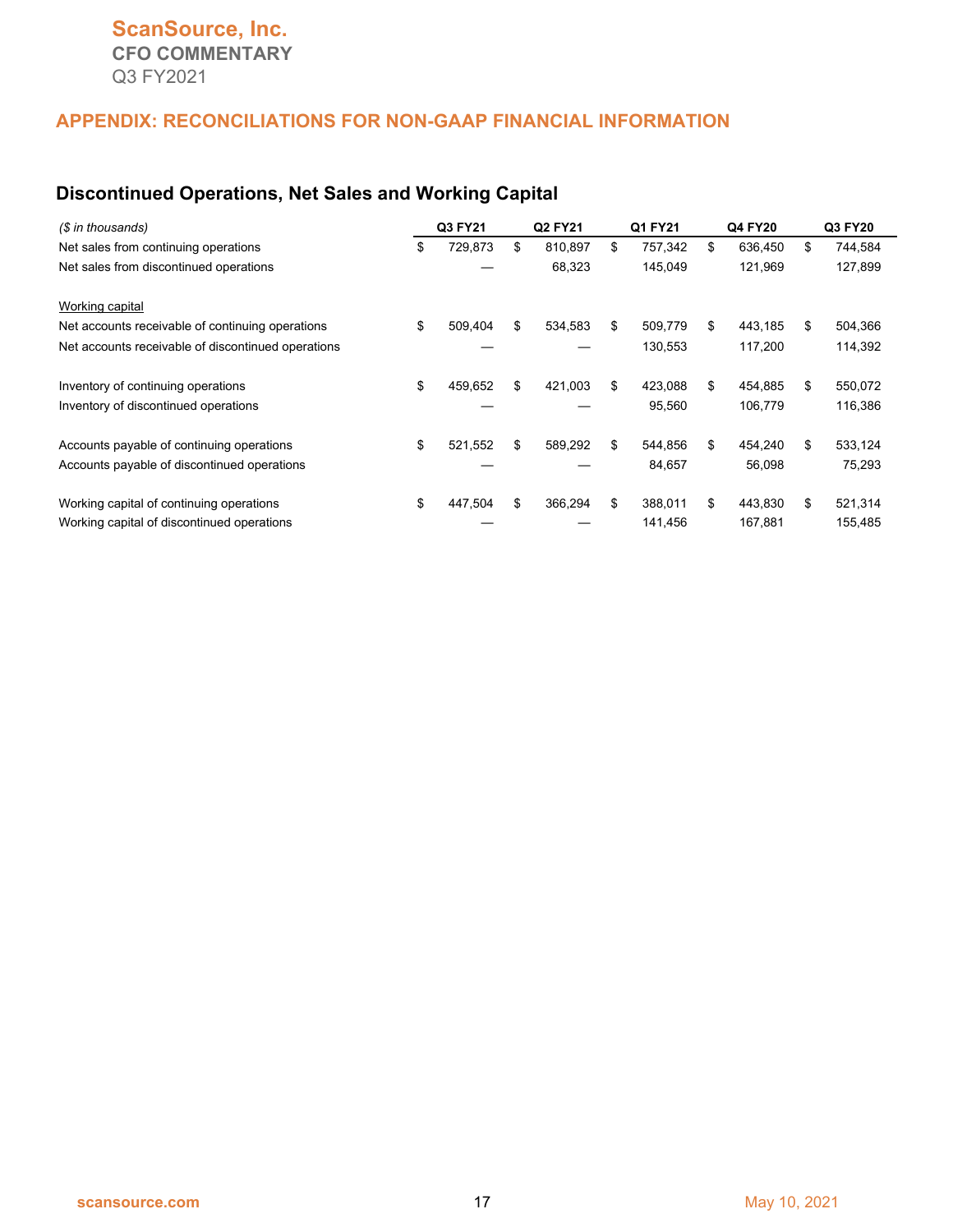## APPENDIX: RECONCILIATIONS FOR NON-GAAP FINANCIAL INFORMATION

### Discontinued Operations, Net Sales and Working Capital

| *($ in thousands)* | Q3 FY21 | Q2 FY21 | Q1 FY21 | Q4 FY20 | Q3 FY20 |
|---|---|---|---|---|---|
| Net sales from continuing operations | $ 729,873 | $ 810,897 | $ 757,342 | $ 636,450 | $ 744,584 |
| Net sales from discontinued operations | — | 68,323 | 145,049 | 121,969 | 127,899 |
| | | | | | |
| Working capital | | | | | |
| Net accounts receivable of continuing operations | $ 509,404 | $ 534,583 | $ 509,779 | $ 443,185 | $ 504,366 |
| Net accounts receivable of discontinued operations | — | — | 130,553 | 117,200 | 114,392 |
| | | | | | |
| Inventory of continuing operations | $ 459,652 | $ 421,003 | $ 423,088 | $ 454,885 | $ 550,072 |
| Inventory of discontinued operations | — | — | 95,560 | 106,779 | 116,386 |
| | | | | | |
| Accounts payable of continuing operations | $ 521,552 | $ 589,292 | $ 544,856 | $ 454,240 | $ 533,124 |
| Accounts payable of discontinued operations | — | — | 84,657 | 56,098 | 75,293 |
| | | | | | |
| Working capital of continuing operations | $ 447,504 | $ 366,294 | $ 388,011 | $ 443,830 | $ 521,314 |
| Working capital of discontinued operations | — | — | 141,456 | 167,881 | 155,485 |